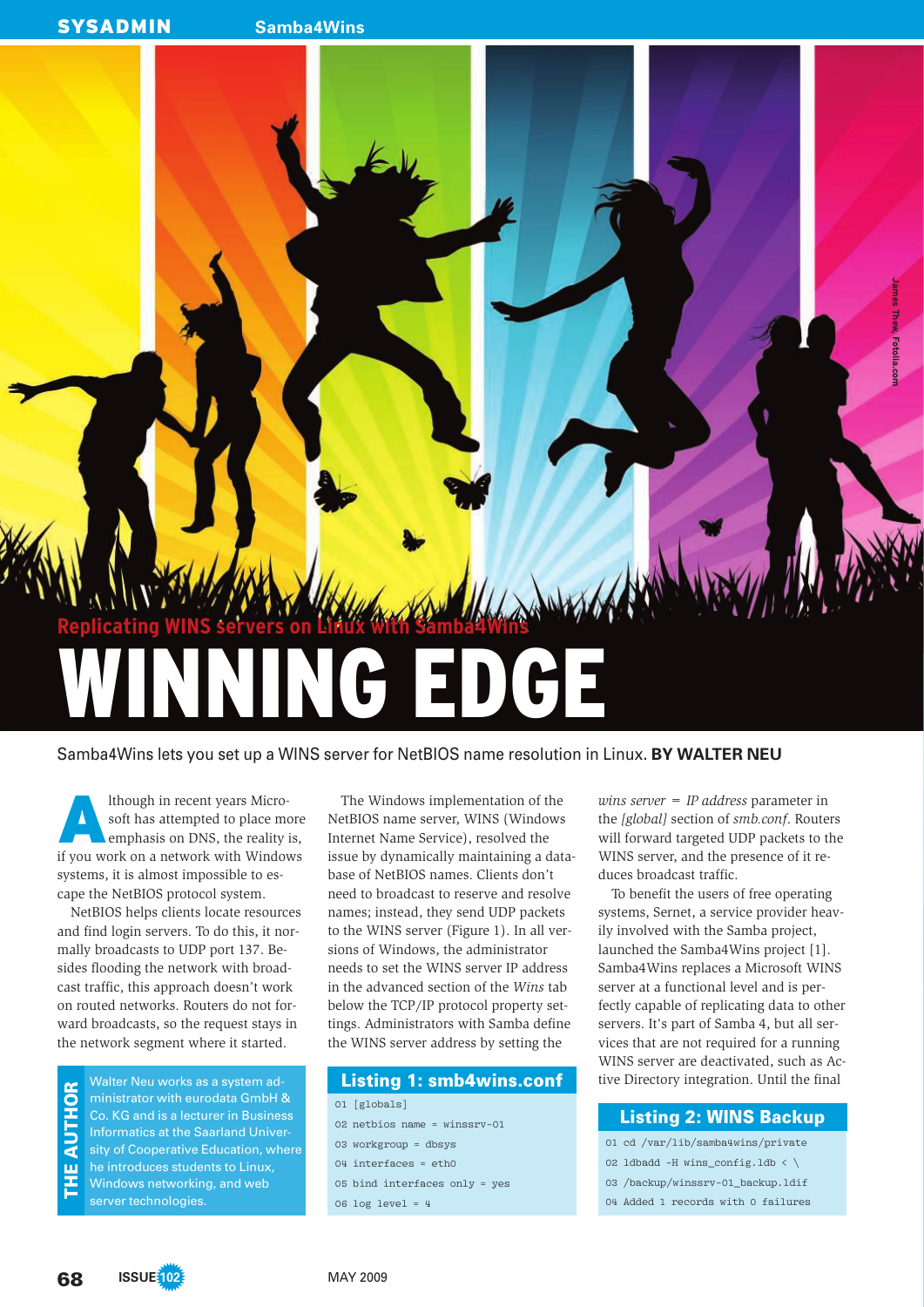## Replicating WINS servers on Linux with Samba4Wins

# WINNING EDGE

Samba4Wins lets you set up a WINS server for NetBIOS name resolution in Linux. **BY WALTER NEU**

Although in recent years Microsoft has attempted to place more emphasis on DNS, the reality is, if you work on a network with Windows systems, it is almost impossible to escape the NetBIOS protocol system.

NetBIOS helps clients locate resources and find login servers. To do this, it normally broadcasts to UDP port 137. Besides flooding the network with broadcast traffic, this approach doesn't work on routed networks. Routers do not forward broadcasts, so the request stays in the network segment where it started.

The Windows implementation of the NetBIOS name server, WINS (Windows Internet Name Service), resolved the issue by dynamically maintaining a database of NetBIOS names. Clients don't need to broadcast to reserve and resolve names; instead, they send UDP packets to the WINS server (Figure 1). In all versions of Windows, the administrator needs to set the WINS server IP address in the advanced section of the *Wins* tab below the TCP/IP protocol property settings. Administrators with Samba define the WINS server address by setting the *wins server = IP address* parameter in the *[global]* section of *smb.conf*. Routers will forward targeted UDP packets to the WINS server, and the presence of it reduces broadcast traffic.

To benefit the users of free operating systems, Sernet, a service provider heavily involved with the Samba project, launched the Samba4Wins project [1]. Samba4Wins replaces a Microsoft WINS server at a functional level and is perfectly capable of replicating data to other servers. It's part of Samba 4, but all services that are not required for a running WINS server are deactivated, such as Active Directory integration. Until the final

### Listing 1: smb4wins.conf

```
01 [globals]
02 netbios name = winssrv-01
03 workgroup = dbsys
04 interfaces = eth0
05 bind interfaces only = yes
06 log level = 4
```

### Listing 2: WINS Backup

```
01 cd /var/lib/samba4wins/private
02 ldbadd -H wins_config.ldb < \
03 /backup/winssrv-01_backup.ldif
04 Added 1 records with 0 failures
```

**THE AUTHOR**

Walter Neu works as a system administrator with eurodata GmbH & Co. KG and is a lecturer in Business Informatics at the Saarland University of Cooperative Education, where he introduces students to Linux, Windows networking, and web server technologies.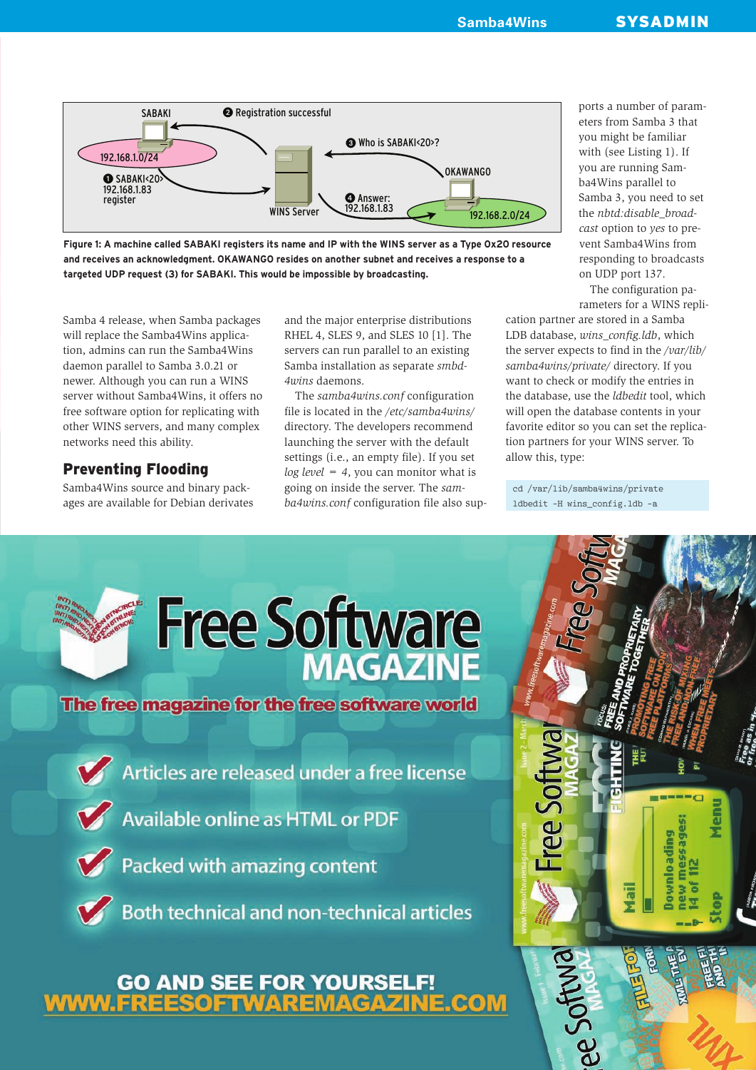Figure 1: A machine called SABAKI registers its name and IP with the WINS server as a Type 0x20 resource and receives an acknowledgment. OKAWANGO resides on another subnet and receives a response to a targeted UDP request (3) for SABAKI. This would be impossible by broadcasting.

Samba 4 release, when Samba packages will replace the Samba4Wins application, admins can run the Samba4Wins daemon parallel to Samba 3.0.21 or newer. Although you can run a WINS server without Samba4Wins, it offers no free software option for replicating with other WINS servers, and many complex networks need this ability.

## Preventing Flooding

Samba4Wins source and binary packages are available for Debian derivates and the major enterprise distributions RHEL 4, SLES 9, and SLES 10 [1]. The servers can run parallel to an existing Samba installation as separate *smbd-4wins* daemons.

The *samba4wins.conf* configuration file is located in the */etc/samba4wins/* directory. The developers recommend launching the server with the default settings (i.e., an empty file). If you set *log level = 4*, you can monitor what is going on inside the server. The *samba4wins.conf* configuration file also supports a number of parameters from Samba 3 that you might be familiar with (see Listing 1). If you are running Samba4Wins parallel to Samba 3, you need to set the *nbtd:disable_broadcast* option to *yes* to prevent Samba4Wins from responding to broadcasts on UDP port 137.

The configuration parameters for a WINS replication partner are stored in a Samba LDB database, *wins_config.ldb*, which the server expects to find in the */var/lib/samba4wins/private/* directory. If you want to check or modify the entries in the database, use the *ldbedit* tool, which will open the database contents in your favorite editor so you can set the replication partners for your WINS server. To allow this, type:

```
cd /var/lib/samba4wins/private
ldbedit -H wins_config.ldb -a
```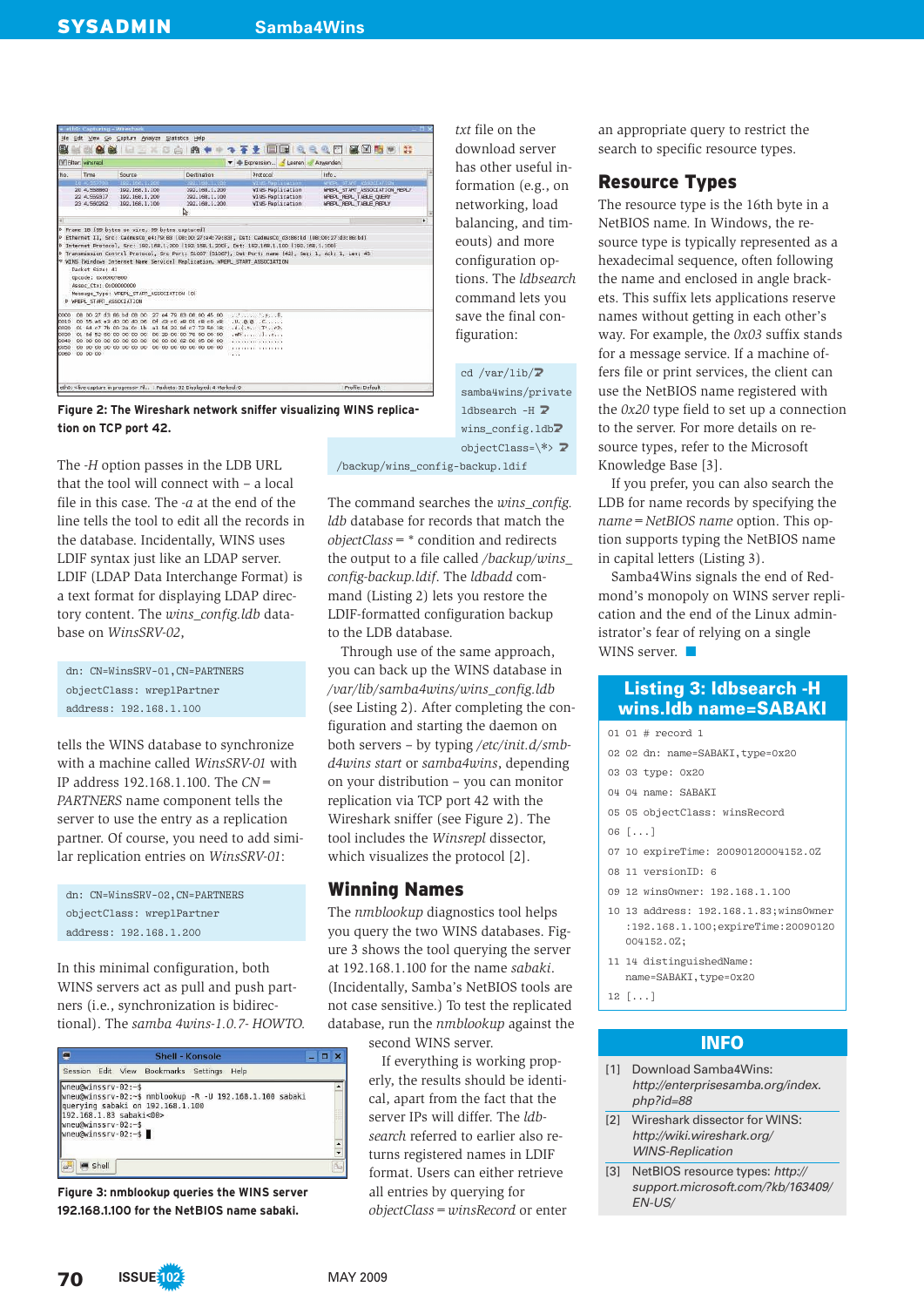Figure 2: The Wireshark network sniffer visualizing WINS replication on TCP port 42.

The *-H* option passes in the LDB URL that the tool will connect with – a local file in this case. The *-a* at the end of the line tells the tool to edit all the records in the database. Incidentally, WINS uses LDIF syntax just like an LDAP server. LDIF (LDAP Data Interchange Format) is a text format for displaying LDAP directory content. The *wins_config.ldb* database on *WinsSRV-02*,

```
dn: CN=WinsSRV-01,CN=PARTNERS
objectClass: wreplPartner
address: 192.168.1.100
```

tells the WINS database to synchronize with a machine called *WinsSRV-01* with IP address 192.168.1.100. The *CN = PARTNERS* name component tells the server to use the entry as a replication partner. Of course, you need to add similar replication entries on *WinsSRV-01*:

```
dn: CN=WinsSRV-02,CN=PARTNERS
objectClass: wreplPartner
address: 192.168.1.200
```

In this minimal configuration, both WINS servers act as pull and push partners (i.e., synchronization is bidirectional). The *samba 4wins-1.0.7- HOWTO.txt* file on the download server has other useful information (e.g., on networking, load balancing, and timeouts) and more configuration options. The *ldbsearch* command lets you save the final configuration:

```
cd /var/lib/samba4wins/private
ldbsearch -H wins_config.ldb
objectClass=\*> /backup/wins_config-backup.ldif
```

The command searches the *wins_config.ldb* database for records that match the *objectClass* = * condition and redirects the output to a file called */backup/wins_config-backup.ldif*. The *ldbadd* command (Listing 2) lets you restore the LDIF-formatted configuration backup to the LDB database.

Through use of the same approach, you can back up the WINS database in */var/lib/samba4wins/wins_config.ldb* (see Listing 2). After completing the configuration and starting the daemon on both servers – by typing */etc/init.d/smbd4wins start* or *samba4wins*, depending on your distribution – you can monitor replication via TCP port 42 with the Wireshark sniffer (see Figure 2). The tool includes the *Winsrepl* dissector, which visualizes the protocol [2].

## Winning Names

The *nmblookup* diagnostics tool helps you query the two WINS databases. Figure 3 shows the tool querying the server at 192.168.1.100 for the name *sabaki*. (Incidentally, Samba's NetBIOS tools are not case sensitive.) To test the replicated database, run the *nmblookup* against the second WINS server.

```
wneu@winssrv-02:~$
wneu@winssrv-02:~$ nmblookup -R -U 192.168.1.100 sabaki
querying sabaki on 192.168.1.100
192.168.1.83 sabaki<00>
wneu@winssrv-02:~$
wneu@winssrv-02:~$
```

Figure 3: nmblookup queries the WINS server 192.168.1.100 for the NetBIOS name sabaki.

If everything is working properly, the results should be identical, apart from the fact that the server IPs will differ. The *ldbsearch* referred to earlier also returns registered names in LDIF format. Users can either retrieve all entries by querying for *objectClass = winsRecord* or enter an appropriate query to restrict the search to specific resource types.

## Resource Types

The resource type is the 16th byte in a NetBIOS name. In Windows, the resource type is typically represented as a hexadecimal sequence, often following the name and enclosed in angle brackets. This suffix lets applications reserve names without getting in each other's way. For example, the *0x03* suffix stands for a message service. If a machine offers file or print services, the client can use the NetBIOS name registered with the *0x20* type field to set up a connection to the server. For more details on resource types, refer to the Microsoft Knowledge Base [3].

If you prefer, you can also search the LDB for name records by specifying the *name = NetBIOS name* option. This option supports typing the NetBIOS name in capital letters (Listing 3).

Samba4Wins signals the end of Redmond's monopoly on WINS server replication and the end of the Linux administrator's fear of relying on a single WINS server. ■

### Listing 3: ldbsearch -H wins.ldb name=SABAKI

```
01 01 # record 1
02 02 dn: name=SABAKI,type=0x20
03 03 type: 0x20
04 04 name: SABAKI
05 05 objectClass: winsRecord
06 [...]
07 10 expireTime: 20090120004152.0Z
08 11 versionID: 6
09 12 winsOwner: 192.168.1.100
10 13 address: 192.168.1.83;winsOwner
   :192.168.1.100;expireTime:20090120
   004152.0Z;
11 14 distinguishedName:
   name=SABAKI,type=0x20
12 [...]
```

### INFO

[1] Download Samba4Wins: *http://enterprisesamba.org/index.php?id=88*

[2] Wireshark dissector for WINS: *http://wiki.wireshark.org/WINS-Replication*

[3] NetBIOS resource types: *http://support.microsoft.com/?kb/163409/EN-US/*